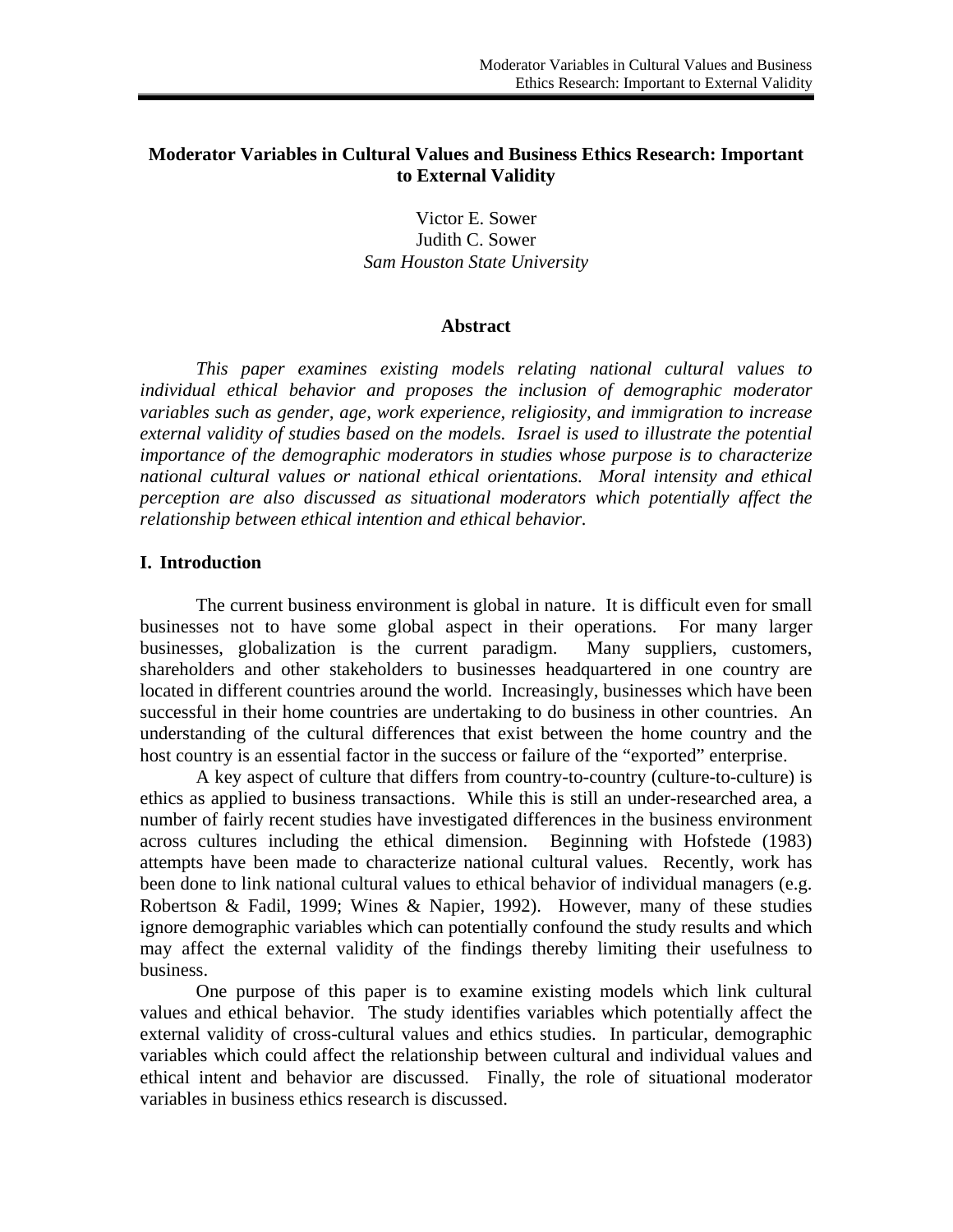# Moderator Variables in Cultural Values and Business Ethics Research: Important to External Validity

Victor E. Sower
Judith C. Sower
*Sam Houston State University*

## Abstract

*This paper examines existing models relating national cultural values to individual ethical behavior and proposes the inclusion of demographic moderator variables such as gender, age, work experience, religiosity, and immigration to increase external validity of studies based on the models. Israel is used to illustrate the potential importance of the demographic moderators in studies whose purpose is to characterize national cultural values or national ethical orientations. Moral intensity and ethical perception are also discussed as situational moderators which potentially affect the relationship between ethical intention and ethical behavior.*

## I. Introduction

The current business environment is global in nature. It is difficult even for small businesses not to have some global aspect in their operations. For many larger businesses, globalization is the current paradigm. Many suppliers, customers, shareholders and other stakeholders to businesses headquartered in one country are located in different countries around the world. Increasingly, businesses which have been successful in their home countries are undertaking to do business in other countries. An understanding of the cultural differences that exist between the home country and the host country is an essential factor in the success or failure of the "exported" enterprise.

A key aspect of culture that differs from country-to-country (culture-to-culture) is ethics as applied to business transactions. While this is still an under-researched area, a number of fairly recent studies have investigated differences in the business environment across cultures including the ethical dimension. Beginning with Hofstede (1983) attempts have been made to characterize national cultural values. Recently, work has been done to link national cultural values to ethical behavior of individual managers (e.g. Robertson & Fadil, 1999; Wines & Napier, 1992). However, many of these studies ignore demographic variables which can potentially confound the study results and which may affect the external validity of the findings thereby limiting their usefulness to business.

One purpose of this paper is to examine existing models which link cultural values and ethical behavior. The study identifies variables which potentially affect the external validity of cross-cultural values and ethics studies. In particular, demographic variables which could affect the relationship between cultural and individual values and ethical intent and behavior are discussed. Finally, the role of situational moderator variables in business ethics research is discussed.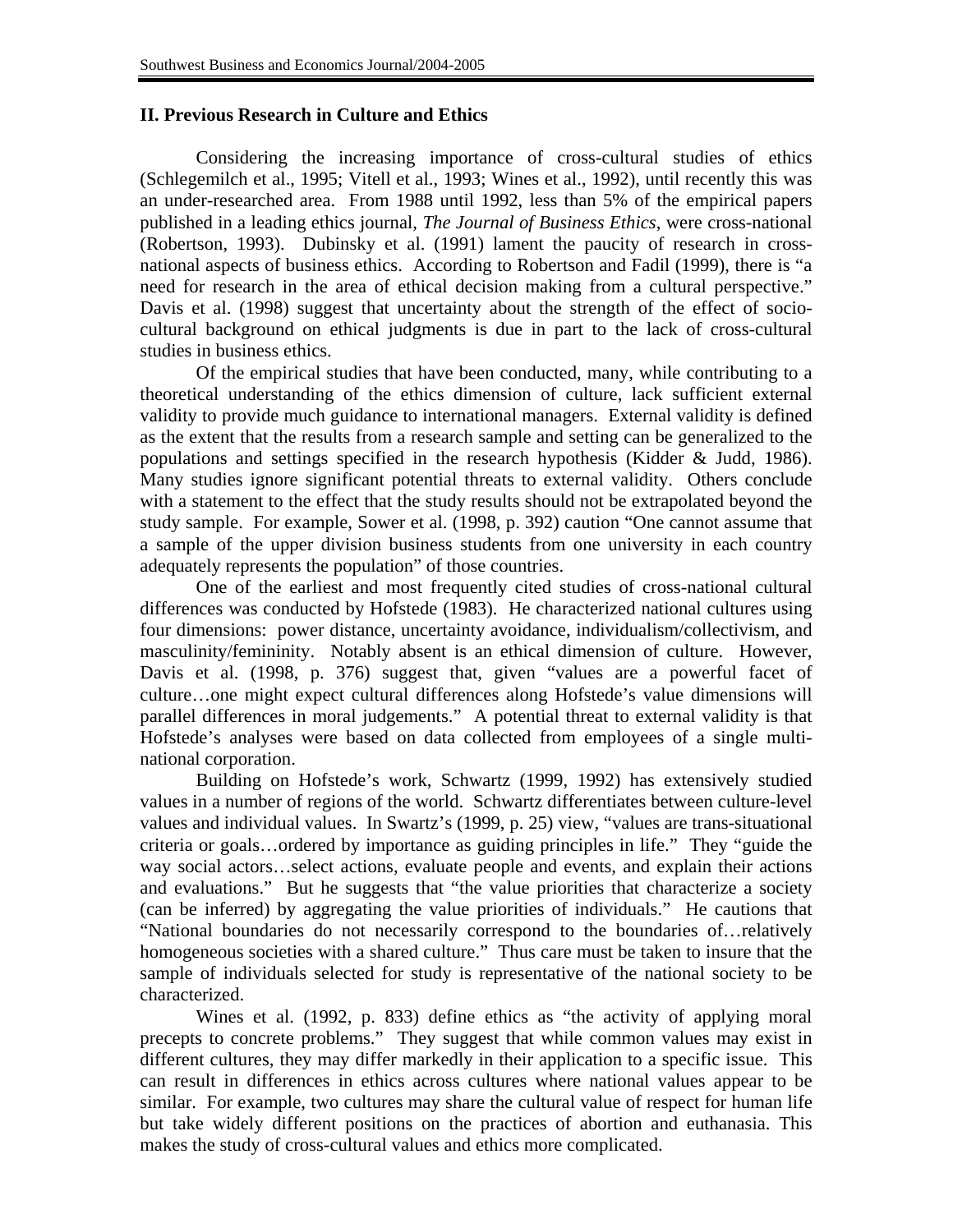## II. Previous Research in Culture and Ethics

Considering the increasing importance of cross-cultural studies of ethics (Schlegemilch et al., 1995; Vitell et al., 1993; Wines et al., 1992), until recently this was an under-researched area. From 1988 until 1992, less than 5% of the empirical papers published in a leading ethics journal, *The Journal of Business Ethics*, were cross-national (Robertson, 1993). Dubinsky et al. (1991) lament the paucity of research in cross-national aspects of business ethics. According to Robertson and Fadil (1999), there is "a need for research in the area of ethical decision making from a cultural perspective." Davis et al. (1998) suggest that uncertainty about the strength of the effect of socio-cultural background on ethical judgments is due in part to the lack of cross-cultural studies in business ethics.

Of the empirical studies that have been conducted, many, while contributing to a theoretical understanding of the ethics dimension of culture, lack sufficient external validity to provide much guidance to international managers. External validity is defined as the extent that the results from a research sample and setting can be generalized to the populations and settings specified in the research hypothesis (Kidder & Judd, 1986). Many studies ignore significant potential threats to external validity. Others conclude with a statement to the effect that the study results should not be extrapolated beyond the study sample. For example, Sower et al. (1998, p. 392) caution "One cannot assume that a sample of the upper division business students from one university in each country adequately represents the population" of those countries.

One of the earliest and most frequently cited studies of cross-national cultural differences was conducted by Hofstede (1983). He characterized national cultures using four dimensions: power distance, uncertainty avoidance, individualism/collectivism, and masculinity/femininity. Notably absent is an ethical dimension of culture. However, Davis et al. (1998, p. 376) suggest that, given "values are a powerful facet of culture…one might expect cultural differences along Hofstede's value dimensions will parallel differences in moral judgements." A potential threat to external validity is that Hofstede's analyses were based on data collected from employees of a single multi-national corporation.

Building on Hofstede's work, Schwartz (1999, 1992) has extensively studied values in a number of regions of the world. Schwartz differentiates between culture-level values and individual values. In Swartz's (1999, p. 25) view, "values are trans-situational criteria or goals…ordered by importance as guiding principles in life." They "guide the way social actors…select actions, evaluate people and events, and explain their actions and evaluations." But he suggests that "the value priorities that characterize a society (can be inferred) by aggregating the value priorities of individuals." He cautions that "National boundaries do not necessarily correspond to the boundaries of…relatively homogeneous societies with a shared culture." Thus care must be taken to insure that the sample of individuals selected for study is representative of the national society to be characterized.

Wines et al. (1992, p. 833) define ethics as "the activity of applying moral precepts to concrete problems." They suggest that while common values may exist in different cultures, they may differ markedly in their application to a specific issue. This can result in differences in ethics across cultures where national values appear to be similar. For example, two cultures may share the cultural value of respect for human life but take widely different positions on the practices of abortion and euthanasia. This makes the study of cross-cultural values and ethics more complicated.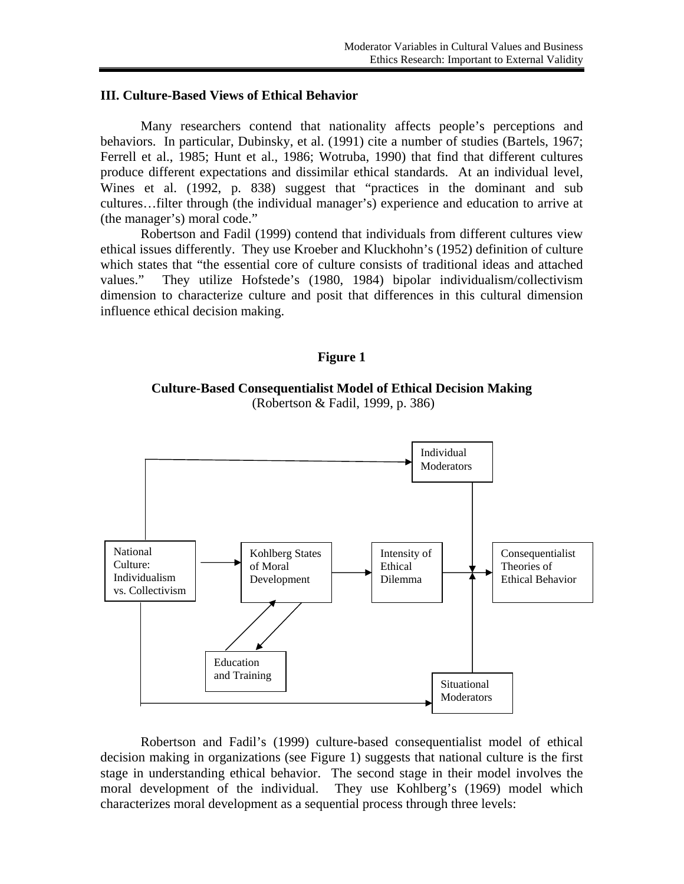### III. Culture-Based Views of Ethical Behavior

Many researchers contend that nationality affects people's perceptions and behaviors. In particular, Dubinsky, et al. (1991) cite a number of studies (Bartels, 1967; Ferrell et al., 1985; Hunt et al., 1986; Wotruba, 1990) that find that different cultures produce different expectations and dissimilar ethical standards. At an individual level, Wines et al. (1992, p. 838) suggest that "practices in the dominant and sub cultures…filter through (the individual manager's) experience and education to arrive at (the manager's) moral code."

Robertson and Fadil (1999) contend that individuals from different cultures view ethical issues differently. They use Kroeber and Kluckhohn's (1952) definition of culture which states that "the essential core of culture consists of traditional ideas and attached values." They utilize Hofstede's (1980, 1984) bipolar individualism/collectivism dimension to characterize culture and posit that differences in this cultural dimension influence ethical decision making.

**Figure 1**

**Culture-Based Consequentialist Model of Ethical Decision Making**
(Robertson & Fadil, 1999, p. 386)

Individual Moderators

National Culture: Individualism vs. Collectivism

Kohlberg States of Moral Development

Intensity of Ethical Dilemma

Consequentialist Theories of Ethical Behavior

Education and Training

Situational Moderators

Robertson and Fadil's (1999) culture-based consequentialist model of ethical decision making in organizations (see Figure 1) suggests that national culture is the first stage in understanding ethical behavior. The second stage in their model involves the moral development of the individual. They use Kohlberg's (1969) model which characterizes moral development as a sequential process through three levels: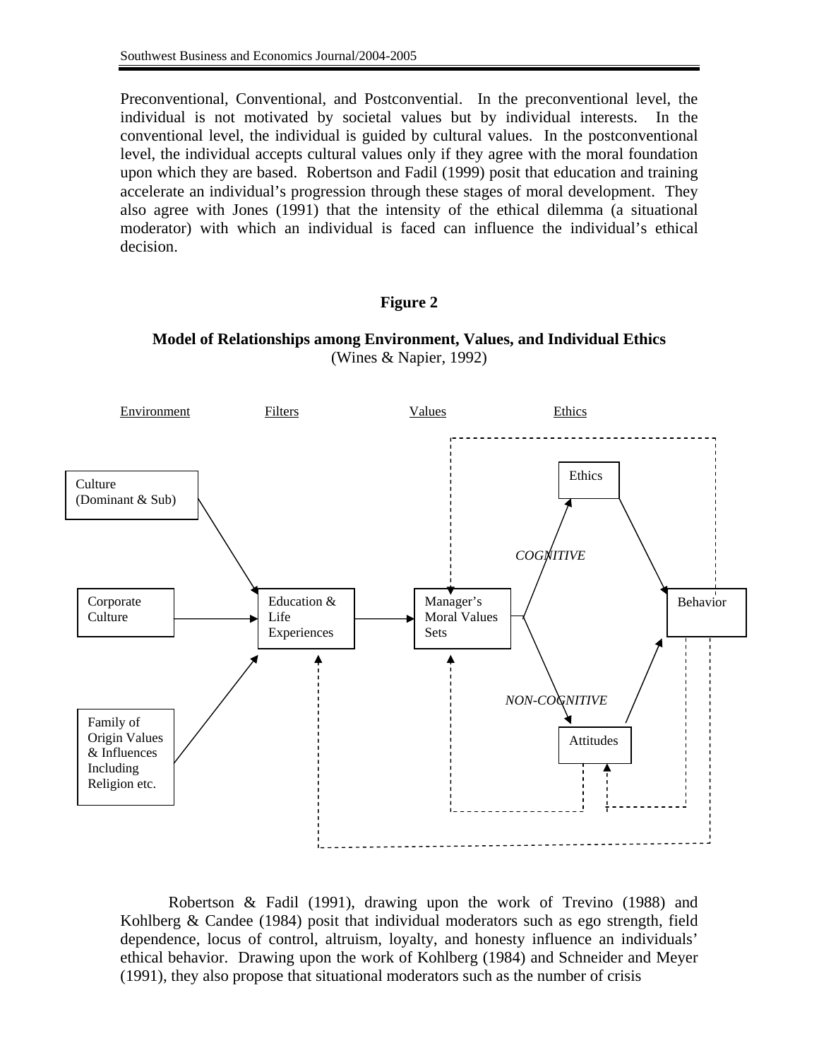Preconventional, Conventional, and Postconvential. In the preconventional level, the individual is not motivated by societal values but by individual interests. In the conventional level, the individual is guided by cultural values. In the postconventional level, the individual accepts cultural values only if they agree with the moral foundation upon which they are based. Robertson and Fadil (1999) posit that education and training accelerate an individual's progression through these stages of moral development. They also agree with Jones (1991) that the intensity of the ethical dilemma (a situational moderator) with which an individual is faced can influence the individual's ethical decision.

**Figure 2**

**Model of Relationships among Environment, Values, and Individual Ethics**
(Wines & Napier, 1992)

Environment — Filters — Values — Ethics

Culture (Dominant & Sub)

Corporate Culture

Family of Origin Values & Influences Including Religion etc.

Education & Life Experiences

Manager's Moral Values Sets

Ethics

*COGNITIVE*

*NON-COGNITIVE*

Attitudes

Behavior

Robertson & Fadil (1991), drawing upon the work of Trevino (1988) and Kohlberg & Candee (1984) posit that individual moderators such as ego strength, field dependence, locus of control, altruism, loyalty, and honesty influence an individuals' ethical behavior. Drawing upon the work of Kohlberg (1984) and Schneider and Meyer (1991), they also propose that situational moderators such as the number of crisis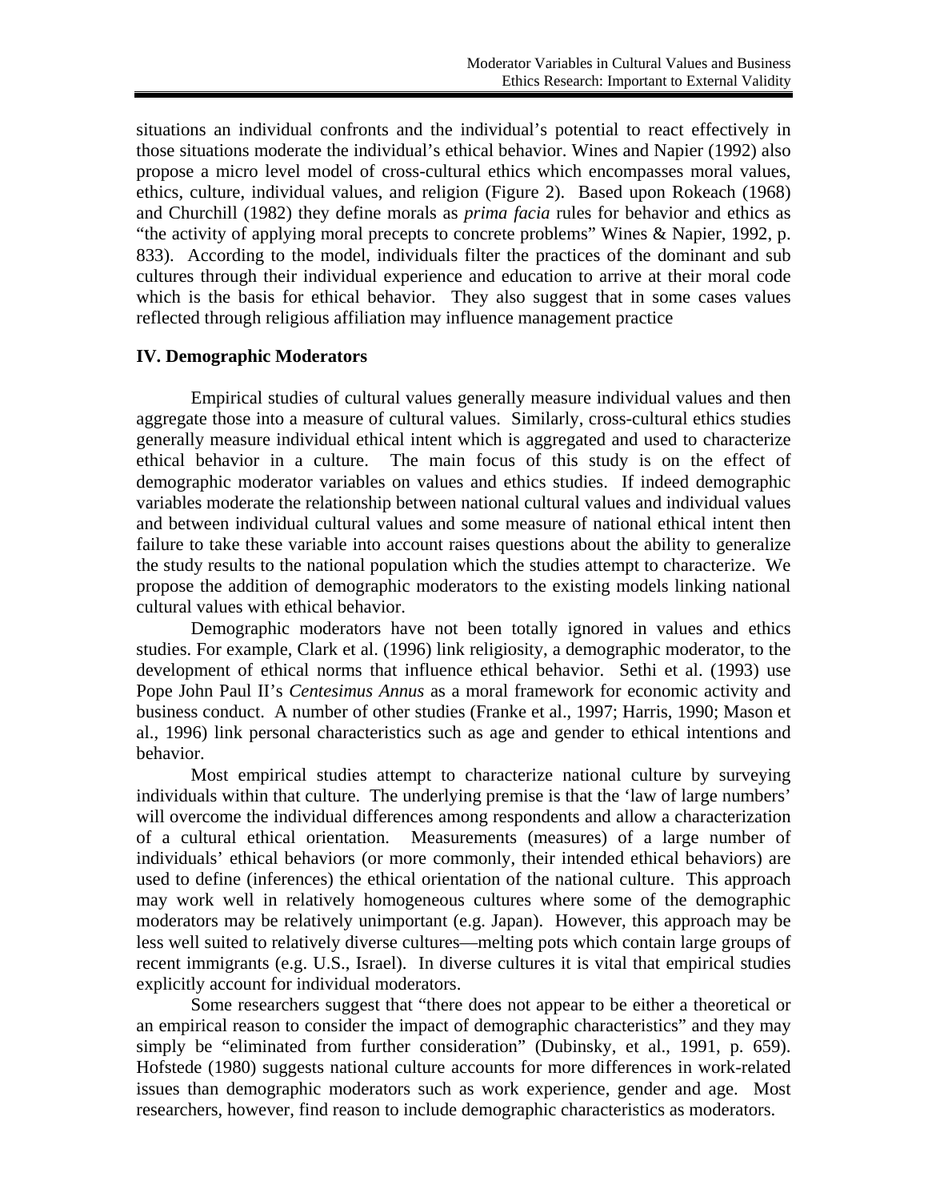situations an individual confronts and the individual's potential to react effectively in those situations moderate the individual's ethical behavior. Wines and Napier (1992) also propose a micro level model of cross-cultural ethics which encompasses moral values, ethics, culture, individual values, and religion (Figure 2). Based upon Rokeach (1968) and Churchill (1982) they define morals as *prima facia* rules for behavior and ethics as "the activity of applying moral precepts to concrete problems" Wines & Napier, 1992, p. 833). According to the model, individuals filter the practices of the dominant and sub cultures through their individual experience and education to arrive at their moral code which is the basis for ethical behavior. They also suggest that in some cases values reflected through religious affiliation may influence management practice

**IV. Demographic Moderators**

Empirical studies of cultural values generally measure individual values and then aggregate those into a measure of cultural values. Similarly, cross-cultural ethics studies generally measure individual ethical intent which is aggregated and used to characterize ethical behavior in a culture. The main focus of this study is on the effect of demographic moderator variables on values and ethics studies. If indeed demographic variables moderate the relationship between national cultural values and individual values and between individual cultural values and some measure of national ethical intent then failure to take these variable into account raises questions about the ability to generalize the study results to the national population which the studies attempt to characterize. We propose the addition of demographic moderators to the existing models linking national cultural values with ethical behavior.

Demographic moderators have not been totally ignored in values and ethics studies. For example, Clark et al. (1996) link religiosity, a demographic moderator, to the development of ethical norms that influence ethical behavior. Sethi et al. (1993) use Pope John Paul II's *Centesimus Annus* as a moral framework for economic activity and business conduct. A number of other studies (Franke et al., 1997; Harris, 1990; Mason et al., 1996) link personal characteristics such as age and gender to ethical intentions and behavior.

Most empirical studies attempt to characterize national culture by surveying individuals within that culture. The underlying premise is that the 'law of large numbers' will overcome the individual differences among respondents and allow a characterization of a cultural ethical orientation. Measurements (measures) of a large number of individuals' ethical behaviors (or more commonly, their intended ethical behaviors) are used to define (inferences) the ethical orientation of the national culture. This approach may work well in relatively homogeneous cultures where some of the demographic moderators may be relatively unimportant (e.g. Japan). However, this approach may be less well suited to relatively diverse cultures—melting pots which contain large groups of recent immigrants (e.g. U.S., Israel). In diverse cultures it is vital that empirical studies explicitly account for individual moderators.

Some researchers suggest that "there does not appear to be either a theoretical or an empirical reason to consider the impact of demographic characteristics" and they may simply be "eliminated from further consideration" (Dubinsky, et al., 1991, p. 659). Hofstede (1980) suggests national culture accounts for more differences in work-related issues than demographic moderators such as work experience, gender and age. Most researchers, however, find reason to include demographic characteristics as moderators.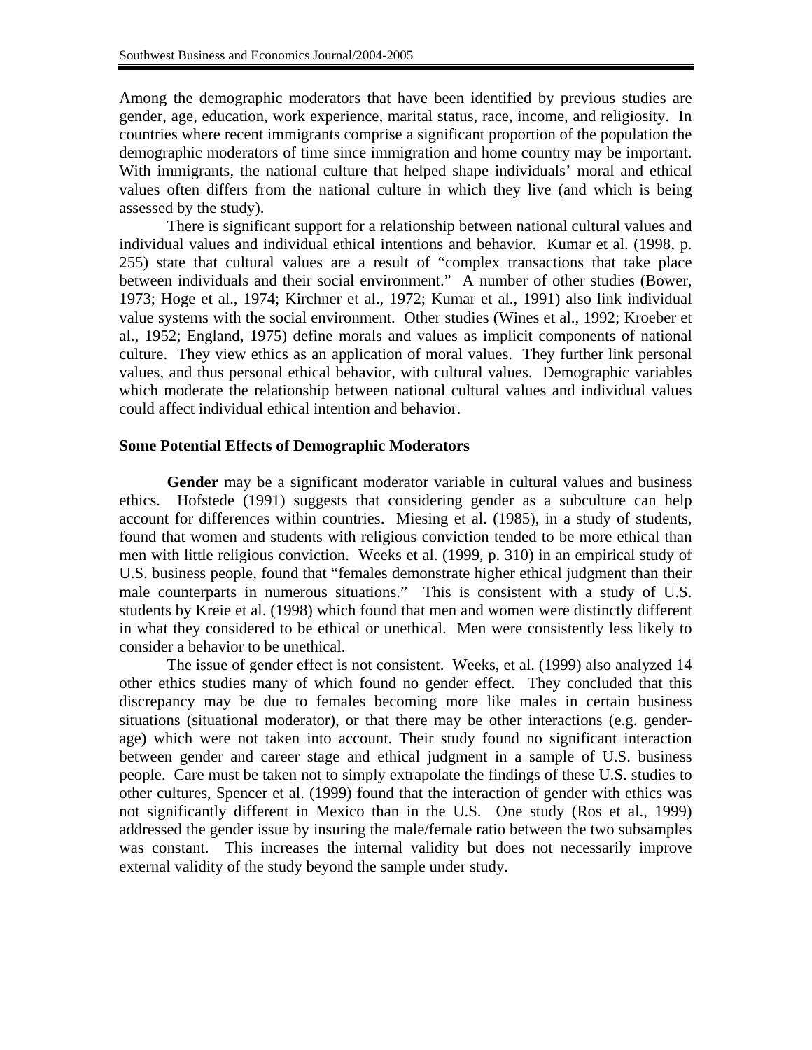Among the demographic moderators that have been identified by previous studies are gender, age, education, work experience, marital status, race, income, and religiosity. In countries where recent immigrants comprise a significant proportion of the population the demographic moderators of time since immigration and home country may be important. With immigrants, the national culture that helped shape individuals' moral and ethical values often differs from the national culture in which they live (and which is being assessed by the study).

There is significant support for a relationship between national cultural values and individual values and individual ethical intentions and behavior. Kumar et al. (1998, p. 255) state that cultural values are a result of "complex transactions that take place between individuals and their social environment." A number of other studies (Bower, 1973; Hoge et al., 1974; Kirchner et al., 1972; Kumar et al., 1991) also link individual value systems with the social environment. Other studies (Wines et al., 1992; Kroeber et al., 1952; England, 1975) define morals and values as implicit components of national culture. They view ethics as an application of moral values. They further link personal values, and thus personal ethical behavior, with cultural values. Demographic variables which moderate the relationship between national cultural values and individual values could affect individual ethical intention and behavior.

### Some Potential Effects of Demographic Moderators

**Gender** may be a significant moderator variable in cultural values and business ethics. Hofstede (1991) suggests that considering gender as a subculture can help account for differences within countries. Miesing et al. (1985), in a study of students, found that women and students with religious conviction tended to be more ethical than men with little religious conviction. Weeks et al. (1999, p. 310) in an empirical study of U.S. business people, found that "females demonstrate higher ethical judgment than their male counterparts in numerous situations." This is consistent with a study of U.S. students by Kreie et al. (1998) which found that men and women were distinctly different in what they considered to be ethical or unethical. Men were consistently less likely to consider a behavior to be unethical.

The issue of gender effect is not consistent. Weeks, et al. (1999) also analyzed 14 other ethics studies many of which found no gender effect. They concluded that this discrepancy may be due to females becoming more like males in certain business situations (situational moderator), or that there may be other interactions (e.g. gender-age) which were not taken into account. Their study found no significant interaction between gender and career stage and ethical judgment in a sample of U.S. business people. Care must be taken not to simply extrapolate the findings of these U.S. studies to other cultures, Spencer et al. (1999) found that the interaction of gender with ethics was not significantly different in Mexico than in the U.S. One study (Ros et al., 1999) addressed the gender issue by insuring the male/female ratio between the two subsamples was constant. This increases the internal validity but does not necessarily improve external validity of the study beyond the sample under study.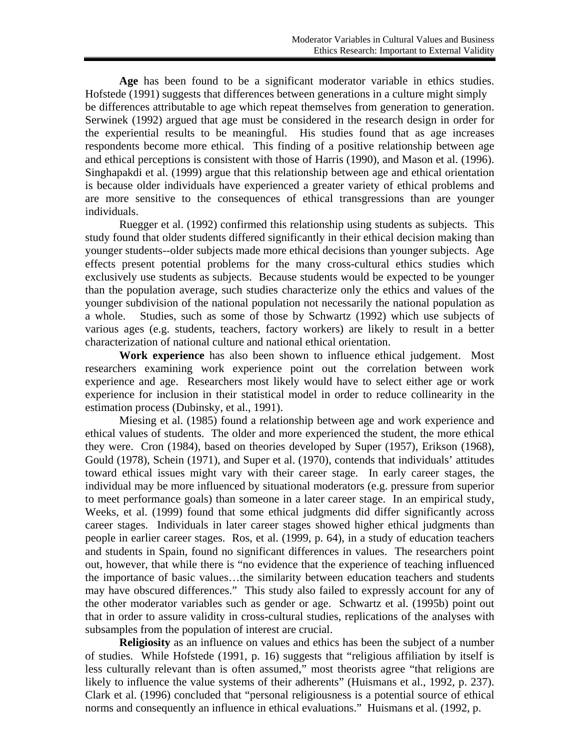**Age** has been found to be a significant moderator variable in ethics studies. Hofstede (1991) suggests that differences between generations in a culture might simply be differences attributable to age which repeat themselves from generation to generation. Serwinek (1992) argued that age must be considered in the research design in order for the experiential results to be meaningful. His studies found that as age increases respondents become more ethical. This finding of a positive relationship between age and ethical perceptions is consistent with those of Harris (1990), and Mason et al. (1996). Singhapakdi et al. (1999) argue that this relationship between age and ethical orientation is because older individuals have experienced a greater variety of ethical problems and are more sensitive to the consequences of ethical transgressions than are younger individuals.

Ruegger et al. (1992) confirmed this relationship using students as subjects. This study found that older students differed significantly in their ethical decision making than younger students--older subjects made more ethical decisions than younger subjects. Age effects present potential problems for the many cross-cultural ethics studies which exclusively use students as subjects. Because students would be expected to be younger than the population average, such studies characterize only the ethics and values of the younger subdivision of the national population not necessarily the national population as a whole. Studies, such as some of those by Schwartz (1992) which use subjects of various ages (e.g. students, teachers, factory workers) are likely to result in a better characterization of national culture and national ethical orientation.

**Work experience** has also been shown to influence ethical judgement. Most researchers examining work experience point out the correlation between work experience and age. Researchers most likely would have to select either age or work experience for inclusion in their statistical model in order to reduce collinearity in the estimation process (Dubinsky, et al., 1991).

Miesing et al. (1985) found a relationship between age and work experience and ethical values of students. The older and more experienced the student, the more ethical they were. Cron (1984), based on theories developed by Super (1957), Erikson (1968), Gould (1978), Schein (1971), and Super et al. (1970), contends that individuals' attitudes toward ethical issues might vary with their career stage. In early career stages, the individual may be more influenced by situational moderators (e.g. pressure from superior to meet performance goals) than someone in a later career stage. In an empirical study, Weeks, et al. (1999) found that some ethical judgments did differ significantly across career stages. Individuals in later career stages showed higher ethical judgments than people in earlier career stages. Ros, et al. (1999, p. 64), in a study of education teachers and students in Spain, found no significant differences in values. The researchers point out, however, that while there is "no evidence that the experience of teaching influenced the importance of basic values…the similarity between education teachers and students may have obscured differences." This study also failed to expressly account for any of the other moderator variables such as gender or age. Schwartz et al. (1995b) point out that in order to assure validity in cross-cultural studies, replications of the analyses with subsamples from the population of interest are crucial.

**Religiosity** as an influence on values and ethics has been the subject of a number of studies. While Hofstede (1991, p. 16) suggests that "religious affiliation by itself is less culturally relevant than is often assumed," most theorists agree "that religions are likely to influence the value systems of their adherents" (Huismans et al., 1992, p. 237). Clark et al. (1996) concluded that "personal religiousness is a potential source of ethical norms and consequently an influence in ethical evaluations." Huismans et al. (1992, p.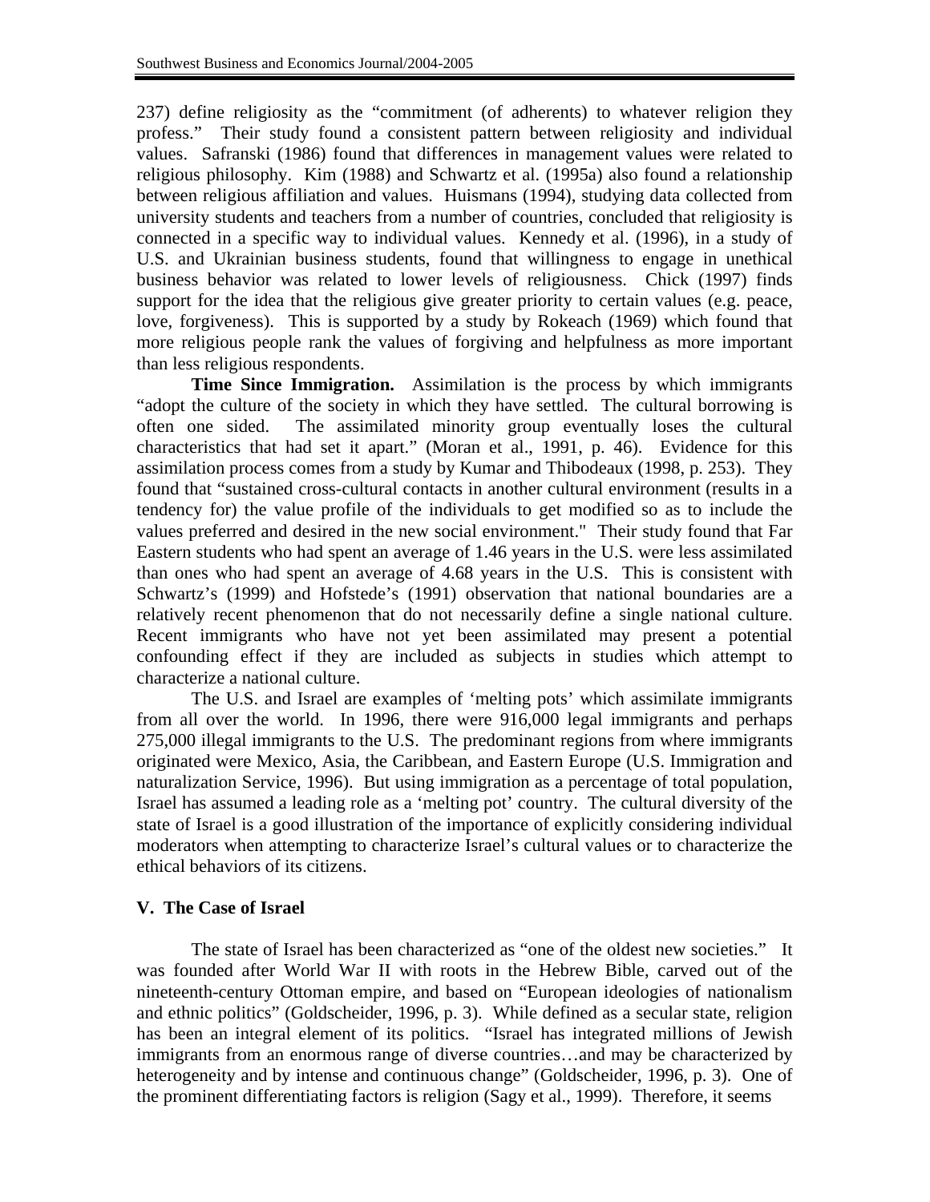237) define religiosity as the "commitment (of adherents) to whatever religion they profess." Their study found a consistent pattern between religiosity and individual values. Safranski (1986) found that differences in management values were related to religious philosophy. Kim (1988) and Schwartz et al. (1995a) also found a relationship between religious affiliation and values. Huismans (1994), studying data collected from university students and teachers from a number of countries, concluded that religiosity is connected in a specific way to individual values. Kennedy et al. (1996), in a study of U.S. and Ukrainian business students, found that willingness to engage in unethical business behavior was related to lower levels of religiousness. Chick (1997) finds support for the idea that the religious give greater priority to certain values (e.g. peace, love, forgiveness). This is supported by a study by Rokeach (1969) which found that more religious people rank the values of forgiving and helpfulness as more important than less religious respondents.

**Time Since Immigration.** Assimilation is the process by which immigrants "adopt the culture of the society in which they have settled. The cultural borrowing is often one sided. The assimilated minority group eventually loses the cultural characteristics that had set it apart." (Moran et al., 1991, p. 46). Evidence for this assimilation process comes from a study by Kumar and Thibodeaux (1998, p. 253). They found that "sustained cross-cultural contacts in another cultural environment (results in a tendency for) the value profile of the individuals to get modified so as to include the values preferred and desired in the new social environment." Their study found that Far Eastern students who had spent an average of 1.46 years in the U.S. were less assimilated than ones who had spent an average of 4.68 years in the U.S. This is consistent with Schwartz's (1999) and Hofstede's (1991) observation that national boundaries are a relatively recent phenomenon that do not necessarily define a single national culture. Recent immigrants who have not yet been assimilated may present a potential confounding effect if they are included as subjects in studies which attempt to characterize a national culture.

The U.S. and Israel are examples of 'melting pots' which assimilate immigrants from all over the world. In 1996, there were 916,000 legal immigrants and perhaps 275,000 illegal immigrants to the U.S. The predominant regions from where immigrants originated were Mexico, Asia, the Caribbean, and Eastern Europe (U.S. Immigration and naturalization Service, 1996). But using immigration as a percentage of total population, Israel has assumed a leading role as a 'melting pot' country. The cultural diversity of the state of Israel is a good illustration of the importance of explicitly considering individual moderators when attempting to characterize Israel's cultural values or to characterize the ethical behaviors of its citizens.

## V. The Case of Israel

The state of Israel has been characterized as "one of the oldest new societies." It was founded after World War II with roots in the Hebrew Bible, carved out of the nineteenth-century Ottoman empire, and based on "European ideologies of nationalism and ethnic politics" (Goldscheider, 1996, p. 3). While defined as a secular state, religion has been an integral element of its politics. "Israel has integrated millions of Jewish immigrants from an enormous range of diverse countries…and may be characterized by heterogeneity and by intense and continuous change" (Goldscheider, 1996, p. 3). One of the prominent differentiating factors is religion (Sagy et al., 1999). Therefore, it seems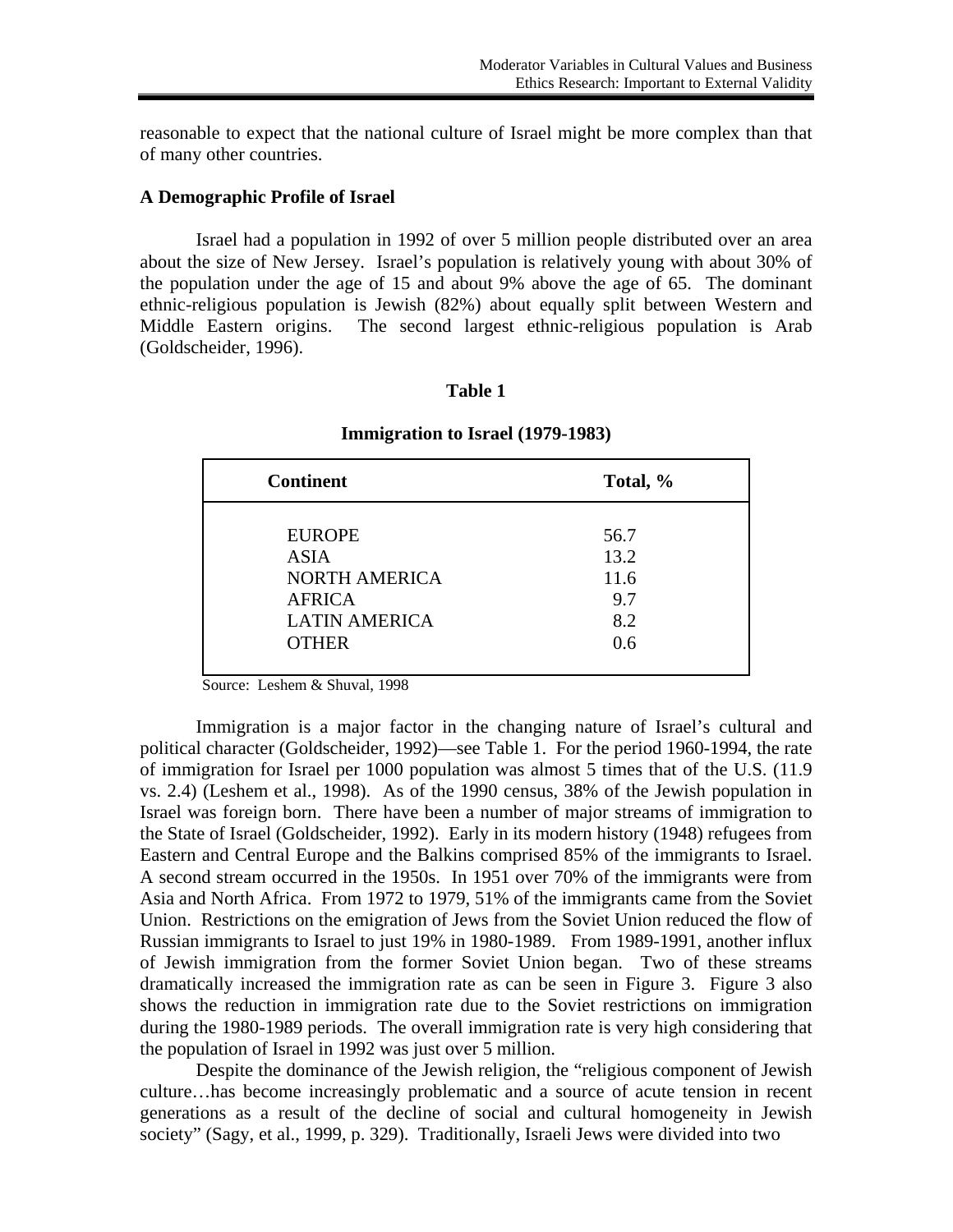reasonable to expect that the national culture of Israel might be more complex than that of many other countries.

**A Demographic Profile of Israel**

Israel had a population in 1992 of over 5 million people distributed over an area about the size of New Jersey. Israel's population is relatively young with about 30% of the population under the age of 15 and about 9% above the age of 65. The dominant ethnic-religious population is Jewish (82%) about equally split between Western and Middle Eastern origins. The second largest ethnic-religious population is Arab (Goldscheider, 1996).

**Table 1**

**Immigration to Israel (1979-1983)**

| Continent | Total, % |
|---|---|
| EUROPE | 56.7 |
| ASIA | 13.2 |
| NORTH AMERICA | 11.6 |
| AFRICA | 9.7 |
| LATIN AMERICA | 8.2 |
| OTHER | 0.6 |

Source: Leshem & Shuval, 1998

Immigration is a major factor in the changing nature of Israel's cultural and political character (Goldscheider, 1992)—see Table 1. For the period 1960-1994, the rate of immigration for Israel per 1000 population was almost 5 times that of the U.S. (11.9 vs. 2.4) (Leshem et al., 1998). As of the 1990 census, 38% of the Jewish population in Israel was foreign born. There have been a number of major streams of immigration to the State of Israel (Goldscheider, 1992). Early in its modern history (1948) refugees from Eastern and Central Europe and the Balkins comprised 85% of the immigrants to Israel. A second stream occurred in the 1950s. In 1951 over 70% of the immigrants were from Asia and North Africa. From 1972 to 1979, 51% of the immigrants came from the Soviet Union. Restrictions on the emigration of Jews from the Soviet Union reduced the flow of Russian immigrants to Israel to just 19% in 1980-1989. From 1989-1991, another influx of Jewish immigration from the former Soviet Union began. Two of these streams dramatically increased the immigration rate as can be seen in Figure 3. Figure 3 also shows the reduction in immigration rate due to the Soviet restrictions on immigration during the 1980-1989 periods. The overall immigration rate is very high considering that the population of Israel in 1992 was just over 5 million.

Despite the dominance of the Jewish religion, the "religious component of Jewish culture…has become increasingly problematic and a source of acute tension in recent generations as a result of the decline of social and cultural homogeneity in Jewish society" (Sagy, et al., 1999, p. 329). Traditionally, Israeli Jews were divided into two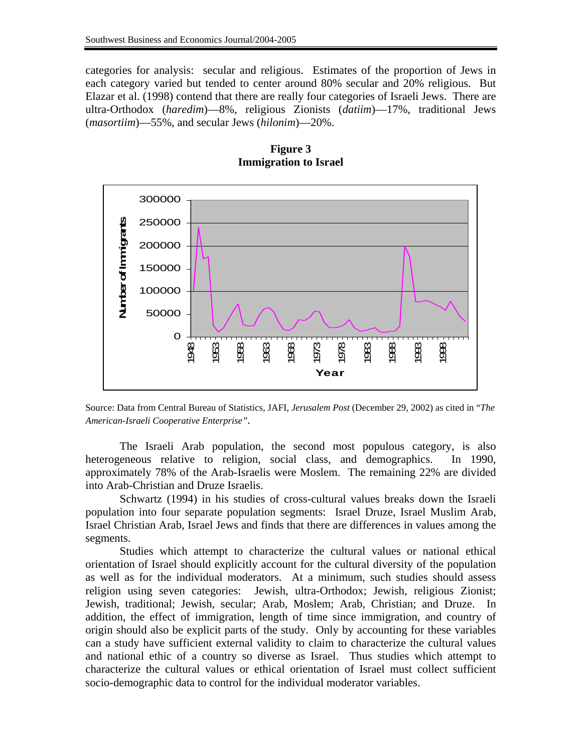categories for analysis: secular and religious. Estimates of the proportion of Jews in each category varied but tended to center around 80% secular and 20% religious. But Elazar et al. (1998) contend that there are really four categories of Israeli Jews. There are ultra-Orthodox (*haredim*)—8%, religious Zionists (*datiim*)—17%, traditional Jews (*masortiim*)—55%, and secular Jews (*hilonim*)—20%.

**Figure 3**
**Immigration to Israel**

Source: Data from Central Bureau of Statistics, JAFI, *Jerusalem Post* (December 29, 2002) as cited in "*The American-Israeli Cooperative Enterprise*".

The Israeli Arab population, the second most populous category, is also heterogeneous relative to religion, social class, and demographics. In 1990, approximately 78% of the Arab-Israelis were Moslem. The remaining 22% are divided into Arab-Christian and Druze Israelis.

Schwartz (1994) in his studies of cross-cultural values breaks down the Israeli population into four separate population segments: Israel Druze, Israel Muslim Arab, Israel Christian Arab, Israel Jews and finds that there are differences in values among the segments.

Studies which attempt to characterize the cultural values or national ethical orientation of Israel should explicitly account for the cultural diversity of the population as well as for the individual moderators. At a minimum, such studies should assess religion using seven categories: Jewish, ultra-Orthodox; Jewish, religious Zionist; Jewish, traditional; Jewish, secular; Arab, Moslem; Arab, Christian; and Druze. In addition, the effect of immigration, length of time since immigration, and country of origin should also be explicit parts of the study. Only by accounting for these variables can a study have sufficient external validity to claim to characterize the cultural values and national ethic of a country so diverse as Israel. Thus studies which attempt to characterize the cultural values or ethical orientation of Israel must collect sufficient socio-demographic data to control for the individual moderator variables.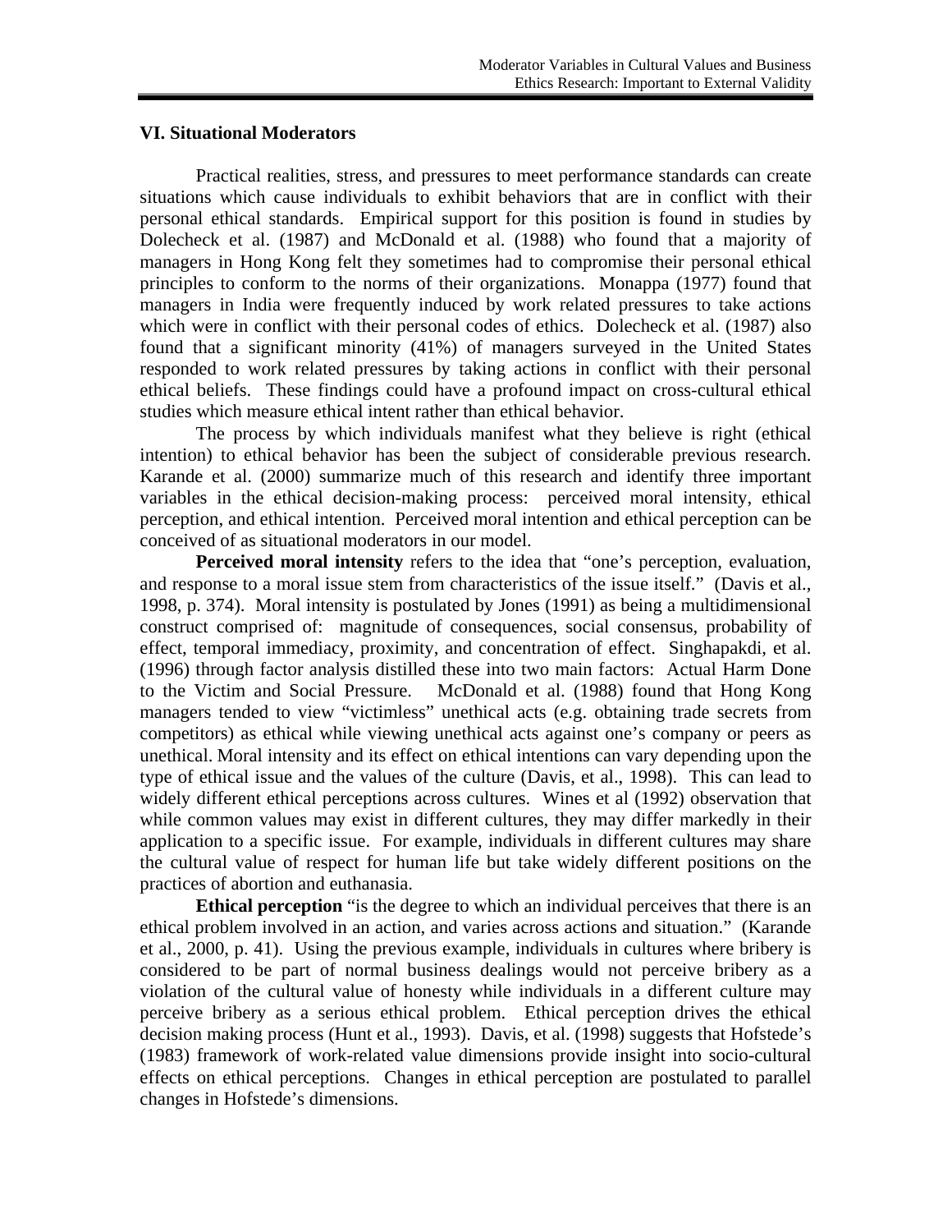## VI. Situational Moderators

Practical realities, stress, and pressures to meet performance standards can create situations which cause individuals to exhibit behaviors that are in conflict with their personal ethical standards. Empirical support for this position is found in studies by Dolecheck et al. (1987) and McDonald et al. (1988) who found that a majority of managers in Hong Kong felt they sometimes had to compromise their personal ethical principles to conform to the norms of their organizations. Monappa (1977) found that managers in India were frequently induced by work related pressures to take actions which were in conflict with their personal codes of ethics. Dolecheck et al. (1987) also found that a significant minority (41%) of managers surveyed in the United States responded to work related pressures by taking actions in conflict with their personal ethical beliefs. These findings could have a profound impact on cross-cultural ethical studies which measure ethical intent rather than ethical behavior.

The process by which individuals manifest what they believe is right (ethical intention) to ethical behavior has been the subject of considerable previous research. Karande et al. (2000) summarize much of this research and identify three important variables in the ethical decision-making process: perceived moral intensity, ethical perception, and ethical intention. Perceived moral intention and ethical perception can be conceived of as situational moderators in our model.

**Perceived moral intensity** refers to the idea that "one's perception, evaluation, and response to a moral issue stem from characteristics of the issue itself." (Davis et al., 1998, p. 374). Moral intensity is postulated by Jones (1991) as being a multidimensional construct comprised of: magnitude of consequences, social consensus, probability of effect, temporal immediacy, proximity, and concentration of effect. Singhapakdi, et al. (1996) through factor analysis distilled these into two main factors: Actual Harm Done to the Victim and Social Pressure. McDonald et al. (1988) found that Hong Kong managers tended to view "victimless" unethical acts (e.g. obtaining trade secrets from competitors) as ethical while viewing unethical acts against one's company or peers as unethical. Moral intensity and its effect on ethical intentions can vary depending upon the type of ethical issue and the values of the culture (Davis, et al., 1998). This can lead to widely different ethical perceptions across cultures. Wines et al (1992) observation that while common values may exist in different cultures, they may differ markedly in their application to a specific issue. For example, individuals in different cultures may share the cultural value of respect for human life but take widely different positions on the practices of abortion and euthanasia.

**Ethical perception** "is the degree to which an individual perceives that there is an ethical problem involved in an action, and varies across actions and situation." (Karande et al., 2000, p. 41). Using the previous example, individuals in cultures where bribery is considered to be part of normal business dealings would not perceive bribery as a violation of the cultural value of honesty while individuals in a different culture may perceive bribery as a serious ethical problem. Ethical perception drives the ethical decision making process (Hunt et al., 1993). Davis, et al. (1998) suggests that Hofstede's (1983) framework of work-related value dimensions provide insight into socio-cultural effects on ethical perceptions. Changes in ethical perception are postulated to parallel changes in Hofstede's dimensions.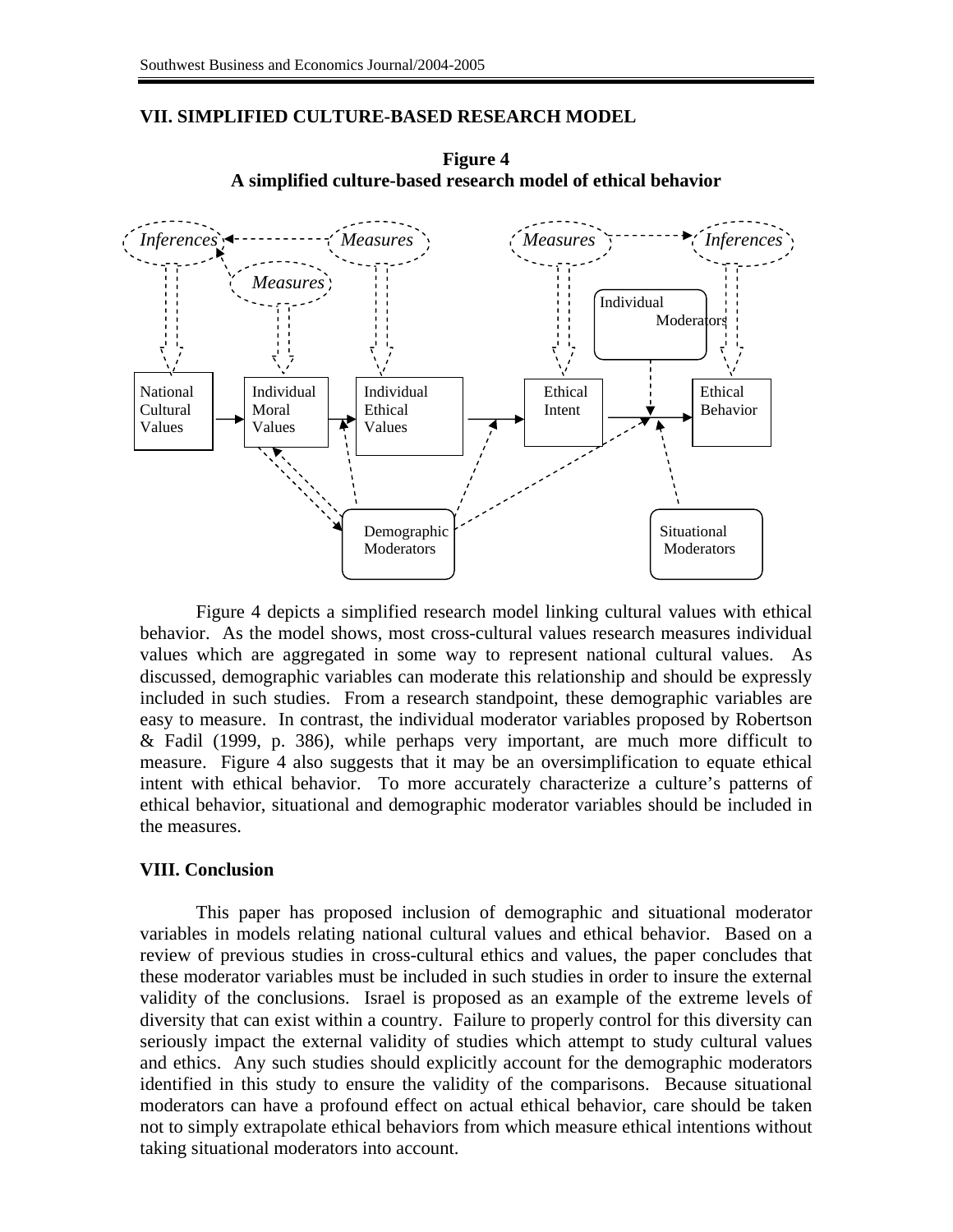## VII. SIMPLIFIED CULTURE-BASED RESEARCH MODEL

**Figure 4**
**A simplified culture-based research model of ethical behavior**

*Inferences* *Measures* *Measures* *Measures* *Inferences*

Individual Moderators

National Cultural Values → Individual Moral Values → Individual Ethical Values → Ethical Intent → Ethical Behavior

Demographic Moderators

Situational Moderators

Figure 4 depicts a simplified research model linking cultural values with ethical behavior. As the model shows, most cross-cultural values research measures individual values which are aggregated in some way to represent national cultural values. As discussed, demographic variables can moderate this relationship and should be expressly included in such studies. From a research standpoint, these demographic variables are easy to measure. In contrast, the individual moderator variables proposed by Robertson & Fadil (1999, p. 386), while perhaps very important, are much more difficult to measure. Figure 4 also suggests that it may be an oversimplification to equate ethical intent with ethical behavior. To more accurately characterize a culture's patterns of ethical behavior, situational and demographic moderator variables should be included in the measures.

## VIII. Conclusion

This paper has proposed inclusion of demographic and situational moderator variables in models relating national cultural values and ethical behavior. Based on a review of previous studies in cross-cultural ethics and values, the paper concludes that these moderator variables must be included in such studies in order to insure the external validity of the conclusions. Israel is proposed as an example of the extreme levels of diversity that can exist within a country. Failure to properly control for this diversity can seriously impact the external validity of studies which attempt to study cultural values and ethics. Any such studies should explicitly account for the demographic moderators identified in this study to ensure the validity of the comparisons. Because situational moderators can have a profound effect on actual ethical behavior, care should be taken not to simply extrapolate ethical behaviors from which measure ethical intentions without taking situational moderators into account.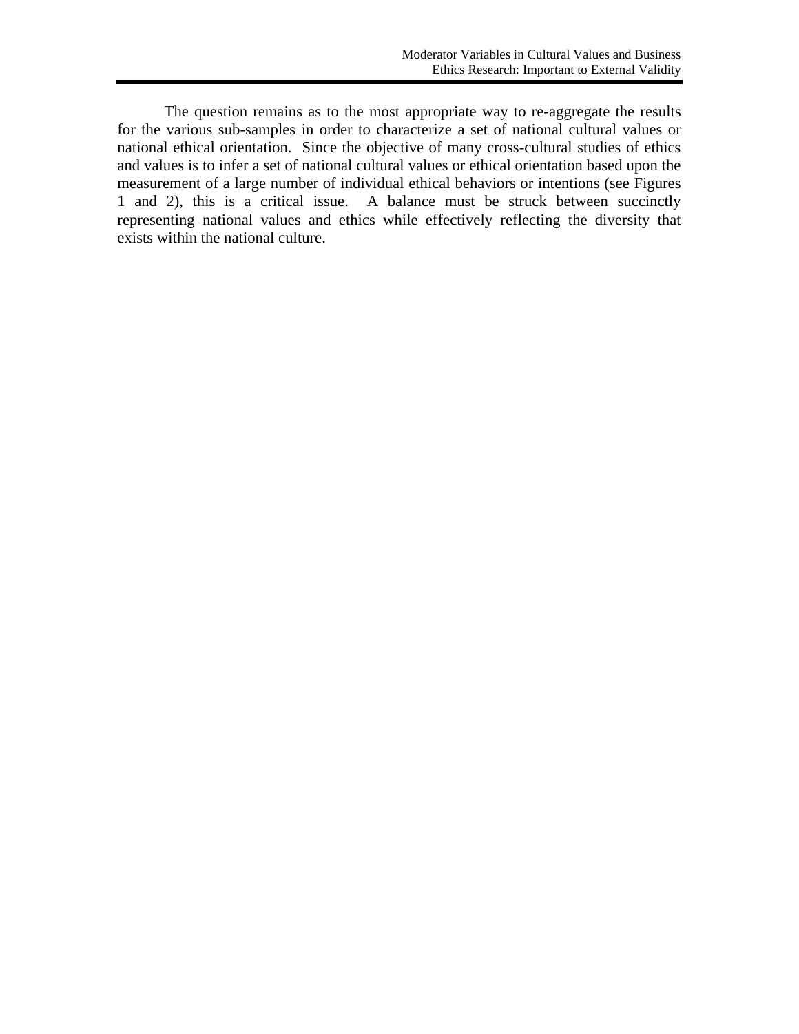The question remains as to the most appropriate way to re-aggregate the results for the various sub-samples in order to characterize a set of national cultural values or national ethical orientation. Since the objective of many cross-cultural studies of ethics and values is to infer a set of national cultural values or ethical orientation based upon the measurement of a large number of individual ethical behaviors or intentions (see Figures 1 and 2), this is a critical issue. A balance must be struck between succinctly representing national values and ethics while effectively reflecting the diversity that exists within the national culture.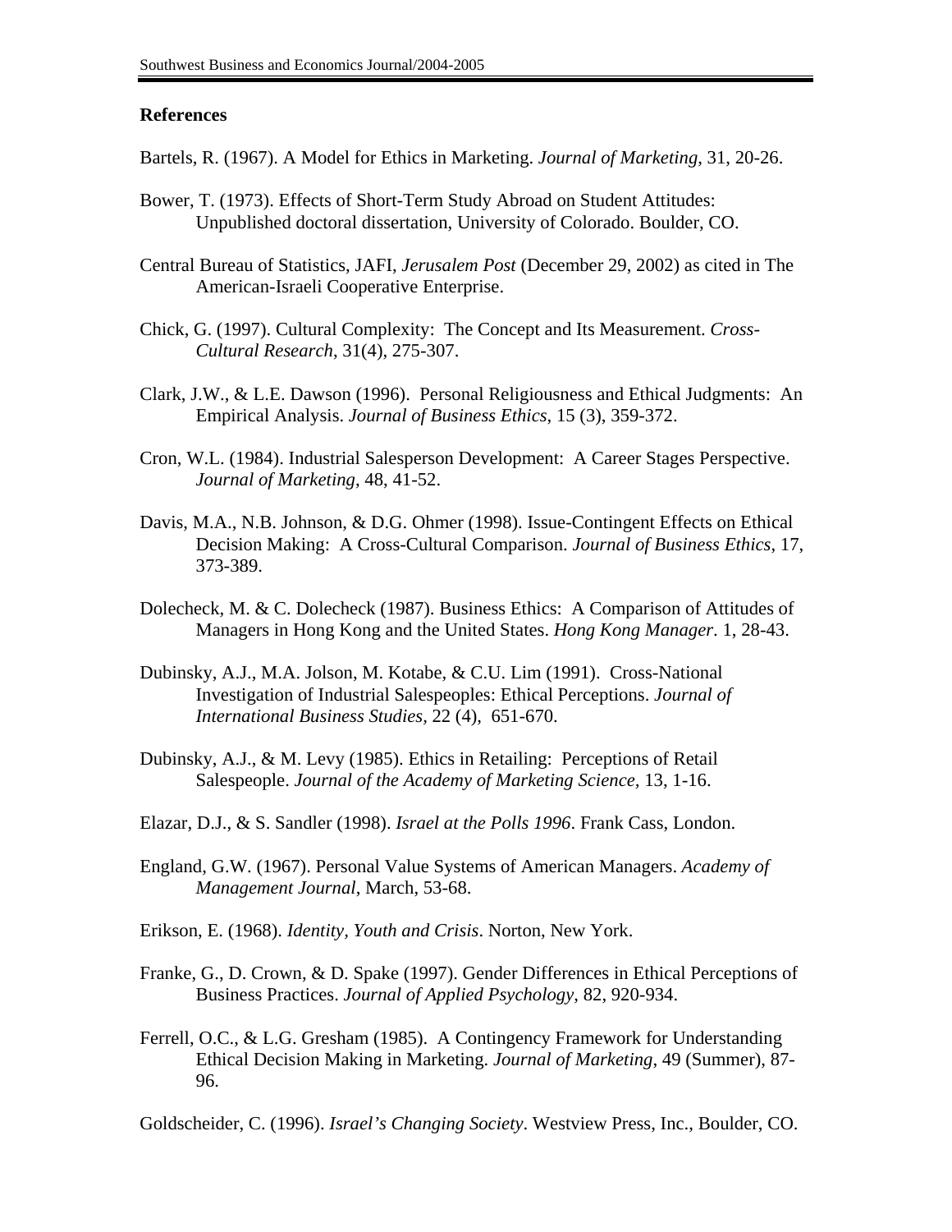## References

Bartels, R. (1967). A Model for Ethics in Marketing. *Journal of Marketing*, 31, 20-26.

Bower, T. (1973). Effects of Short-Term Study Abroad on Student Attitudes: Unpublished doctoral dissertation, University of Colorado. Boulder, CO.

Central Bureau of Statistics, JAFI, *Jerusalem Post* (December 29, 2002) as cited in The American-Israeli Cooperative Enterprise.

Chick, G. (1997). Cultural Complexity: The Concept and Its Measurement. *Cross-Cultural Research*, 31(4), 275-307.

Clark, J.W., & L.E. Dawson (1996). Personal Religiousness and Ethical Judgments: An Empirical Analysis. *Journal of Business Ethics*, 15 (3), 359-372.

Cron, W.L. (1984). Industrial Salesperson Development: A Career Stages Perspective. *Journal of Marketing*, 48, 41-52.

Davis, M.A., N.B. Johnson, & D.G. Ohmer (1998). Issue-Contingent Effects on Ethical Decision Making: A Cross-Cultural Comparison. *Journal of Business Ethics*, 17, 373-389.

Dolecheck, M. & C. Dolecheck (1987). Business Ethics: A Comparison of Attitudes of Managers in Hong Kong and the United States. *Hong Kong Manager*. 1, 28-43.

Dubinsky, A.J., M.A. Jolson, M. Kotabe, & C.U. Lim (1991). Cross-National Investigation of Industrial Salespeoples: Ethical Perceptions. *Journal of International Business Studies*, 22 (4), 651-670.

Dubinsky, A.J., & M. Levy (1985). Ethics in Retailing: Perceptions of Retail Salespeople. *Journal of the Academy of Marketing Science*, 13, 1-16.

Elazar, D.J., & S. Sandler (1998). *Israel at the Polls 1996*. Frank Cass, London.

England, G.W. (1967). Personal Value Systems of American Managers. *Academy of Management Journal*, March, 53-68.

Erikson, E. (1968). *Identity, Youth and Crisis*. Norton, New York.

Franke, G., D. Crown, & D. Spake (1997). Gender Differences in Ethical Perceptions of Business Practices. *Journal of Applied Psychology*, 82, 920-934.

Ferrell, O.C., & L.G. Gresham (1985). A Contingency Framework for Understanding Ethical Decision Making in Marketing. *Journal of Marketing*, 49 (Summer), 87-96.

Goldscheider, C. (1996). *Israel's Changing Society*. Westview Press, Inc., Boulder, CO.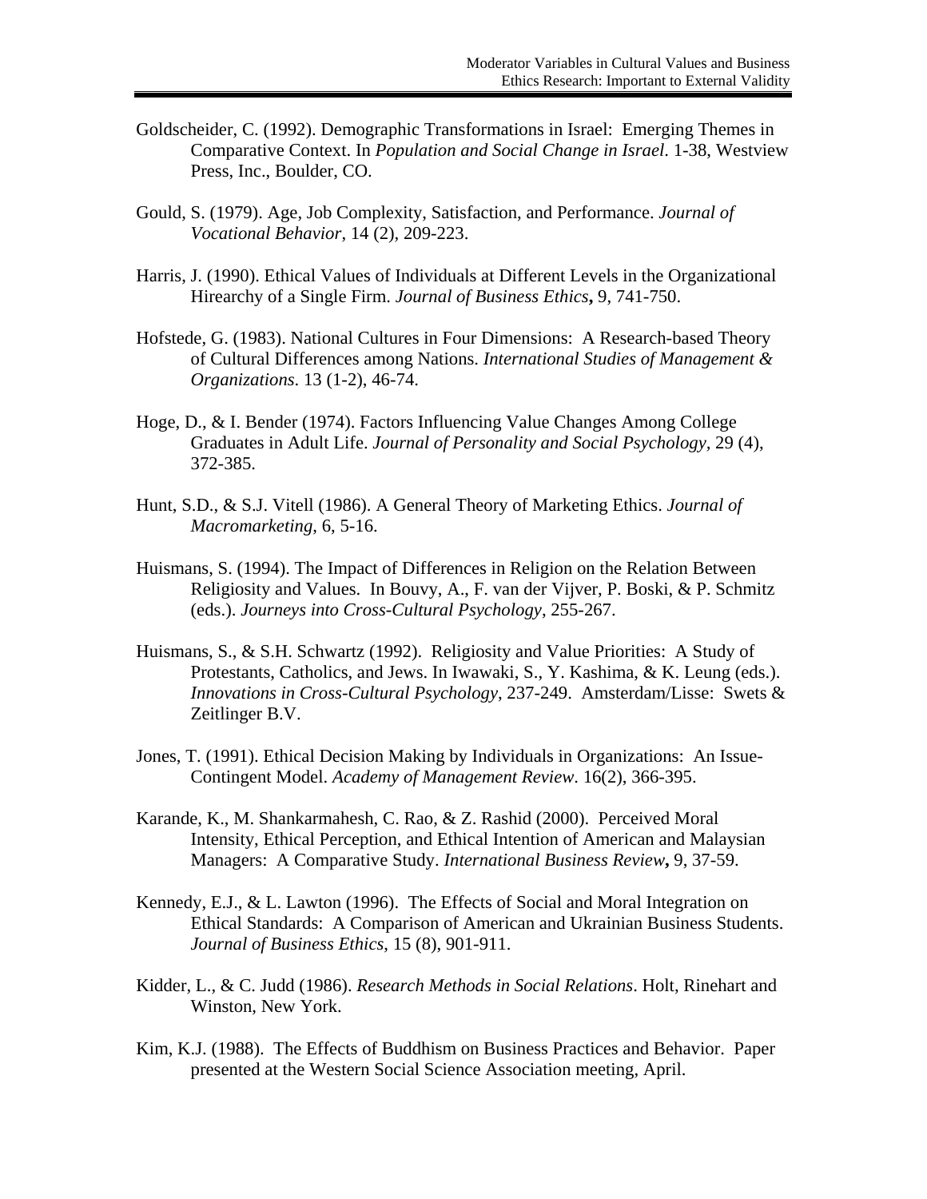Goldscheider, C. (1992). Demographic Transformations in Israel: Emerging Themes in Comparative Context. In *Population and Social Change in Israel*. 1-38, Westview Press, Inc., Boulder, CO.

Gould, S. (1979). Age, Job Complexity, Satisfaction, and Performance. *Journal of Vocational Behavior*, 14 (2), 209-223.

Harris, J. (1990). Ethical Values of Individuals at Different Levels in the Organizational Hirearchy of a Single Firm. *Journal of Business Ethics***,** 9, 741-750.

Hofstede, G. (1983). National Cultures in Four Dimensions: A Research-based Theory of Cultural Differences among Nations. *International Studies of Management & Organizations*. 13 (1-2), 46-74.

Hoge, D., & I. Bender (1974). Factors Influencing Value Changes Among College Graduates in Adult Life. *Journal of Personality and Social Psychology*, 29 (4), 372-385.

Hunt, S.D., & S.J. Vitell (1986). A General Theory of Marketing Ethics. *Journal of Macromarketing*, 6, 5-16.

Huismans, S. (1994). The Impact of Differences in Religion on the Relation Between Religiosity and Values. In Bouvy, A., F. van der Vijver, P. Boski, & P. Schmitz (eds.). *Journeys into Cross-Cultural Psychology*, 255-267.

Huismans, S., & S.H. Schwartz (1992). Religiosity and Value Priorities: A Study of Protestants, Catholics, and Jews. In Iwawaki, S., Y. Kashima, & K. Leung (eds.). *Innovations in Cross-Cultural Psychology*, 237-249. Amsterdam/Lisse: Swets & Zeitlinger B.V.

Jones, T. (1991). Ethical Decision Making by Individuals in Organizations: An Issue-Contingent Model. *Academy of Management Review*. 16(2), 366-395.

Karande, K., M. Shankarmahesh, C. Rao, & Z. Rashid (2000). Perceived Moral Intensity, Ethical Perception, and Ethical Intention of American and Malaysian Managers: A Comparative Study. *International Business Review***,** 9, 37-59.

Kennedy, E.J., & L. Lawton (1996). The Effects of Social and Moral Integration on Ethical Standards: A Comparison of American and Ukrainian Business Students. *Journal of Business Ethics*, 15 (8), 901-911.

Kidder, L., & C. Judd (1986). *Research Methods in Social Relations*. Holt, Rinehart and Winston, New York.

Kim, K.J. (1988). The Effects of Buddhism on Business Practices and Behavior. Paper presented at the Western Social Science Association meeting, April.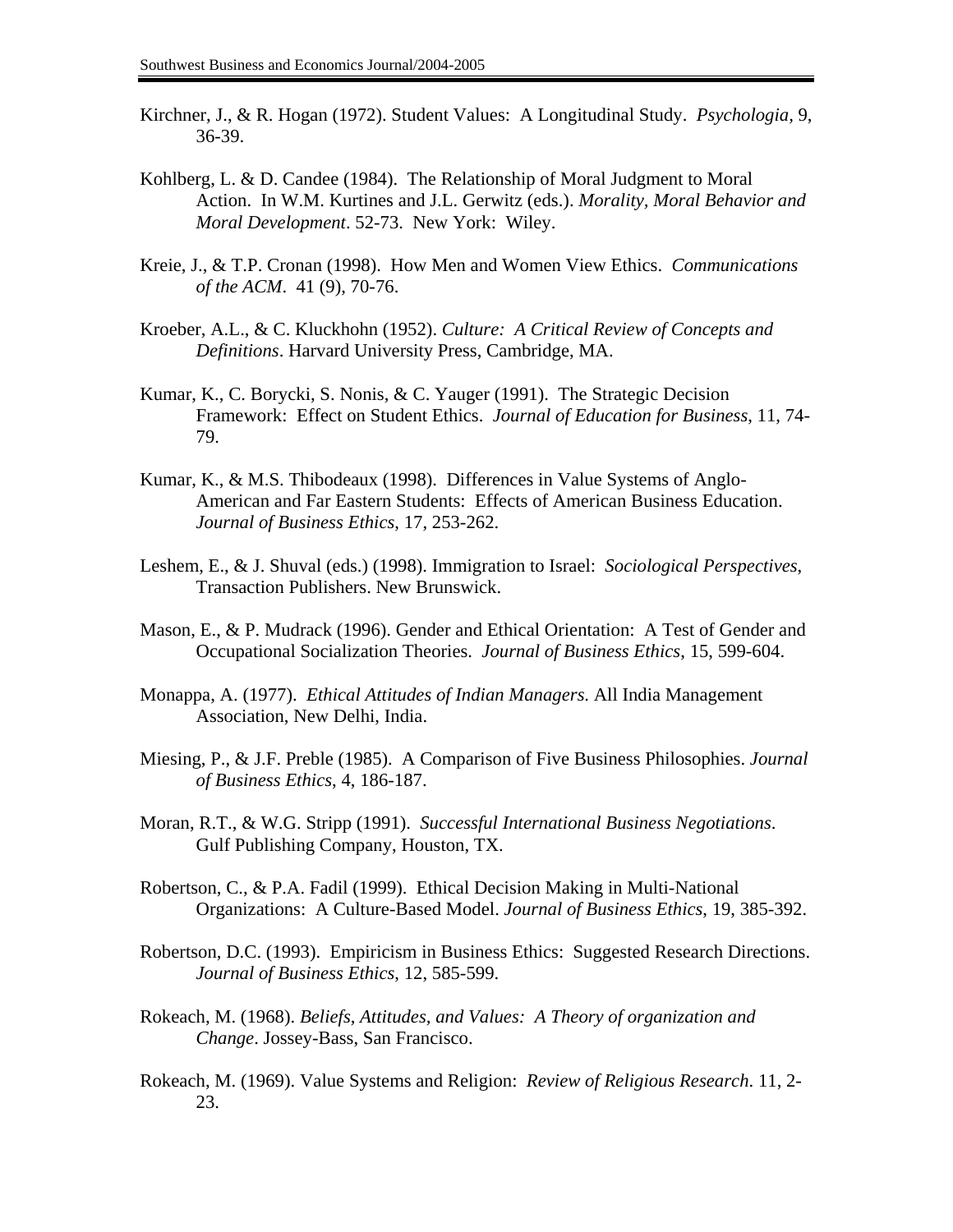Kirchner, J., & R. Hogan (1972). Student Values: A Longitudinal Study. *Psychologia*, 9, 36-39.

Kohlberg, L. & D. Candee (1984). The Relationship of Moral Judgment to Moral Action. In W.M. Kurtines and J.L. Gerwitz (eds.). *Morality, Moral Behavior and Moral Development*. 52-73. New York: Wiley.

Kreie, J., & T.P. Cronan (1998). How Men and Women View Ethics. *Communications of the ACM*. 41 (9), 70-76.

Kroeber, A.L., & C. Kluckhohn (1952). *Culture: A Critical Review of Concepts and Definitions*. Harvard University Press, Cambridge, MA.

Kumar, K., C. Borycki, S. Nonis, & C. Yauger (1991). The Strategic Decision Framework: Effect on Student Ethics. *Journal of Education for Business*, 11, 74-79.

Kumar, K., & M.S. Thibodeaux (1998). Differences in Value Systems of Anglo-American and Far Eastern Students: Effects of American Business Education. *Journal of Business Ethics*, 17, 253-262.

Leshem, E., & J. Shuval (eds.) (1998). Immigration to Israel: *Sociological Perspectives*, Transaction Publishers. New Brunswick.

Mason, E., & P. Mudrack (1996). Gender and Ethical Orientation: A Test of Gender and Occupational Socialization Theories. *Journal of Business Ethics*, 15, 599-604.

Monappa, A. (1977). *Ethical Attitudes of Indian Managers*. All India Management Association, New Delhi, India.

Miesing, P., & J.F. Preble (1985). A Comparison of Five Business Philosophies. *Journal of Business Ethics*, 4, 186-187.

Moran, R.T., & W.G. Stripp (1991). *Successful International Business Negotiations*. Gulf Publishing Company, Houston, TX.

Robertson, C., & P.A. Fadil (1999). Ethical Decision Making in Multi-National Organizations: A Culture-Based Model. *Journal of Business Ethics*, 19, 385-392.

Robertson, D.C. (1993). Empiricism in Business Ethics: Suggested Research Directions. *Journal of Business Ethics*, 12, 585-599.

Rokeach, M. (1968). *Beliefs, Attitudes, and Values: A Theory of organization and Change*. Jossey-Bass, San Francisco.

Rokeach, M. (1969). Value Systems and Religion: *Review of Religious Research*. 11, 2-23.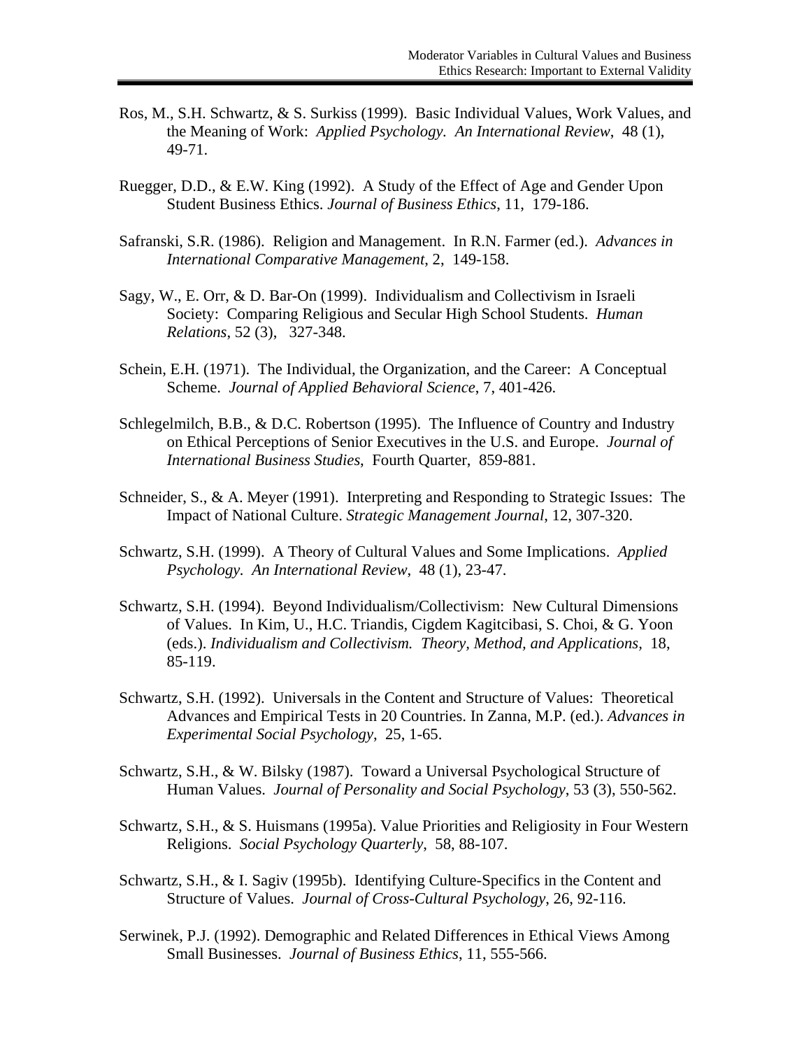Ros, M., S.H. Schwartz, & S. Surkiss (1999). Basic Individual Values, Work Values, and the Meaning of Work: *Applied Psychology. An International Review*, 48 (1), 49-71.

Ruegger, D.D., & E.W. King (1992). A Study of the Effect of Age and Gender Upon Student Business Ethics. *Journal of Business Ethics*, 11, 179-186.

Safranski, S.R. (1986). Religion and Management. In R.N. Farmer (ed.). *Advances in International Comparative Management*, 2, 149-158.

Sagy, W., E. Orr, & D. Bar-On (1999). Individualism and Collectivism in Israeli Society: Comparing Religious and Secular High School Students. *Human Relations*, 52 (3), 327-348.

Schein, E.H. (1971). The Individual, the Organization, and the Career: A Conceptual Scheme. *Journal of Applied Behavioral Science*, 7, 401-426.

Schlegelmilch, B.B., & D.C. Robertson (1995). The Influence of Country and Industry on Ethical Perceptions of Senior Executives in the U.S. and Europe. *Journal of International Business Studies*, Fourth Quarter, 859-881.

Schneider, S., & A. Meyer (1991). Interpreting and Responding to Strategic Issues: The Impact of National Culture. *Strategic Management Journal*, 12, 307-320.

Schwartz, S.H. (1999). A Theory of Cultural Values and Some Implications. *Applied Psychology. An International Review*, 48 (1), 23-47.

Schwartz, S.H. (1994). Beyond Individualism/Collectivism: New Cultural Dimensions of Values. In Kim, U., H.C. Triandis, Cigdem Kagitcibasi, S. Choi, & G. Yoon (eds.). *Individualism and Collectivism. Theory, Method, and Applications*, 18, 85-119.

Schwartz, S.H. (1992). Universals in the Content and Structure of Values: Theoretical Advances and Empirical Tests in 20 Countries. In Zanna, M.P. (ed.). *Advances in Experimental Social Psychology*, 25, 1-65.

Schwartz, S.H., & W. Bilsky (1987). Toward a Universal Psychological Structure of Human Values. *Journal of Personality and Social Psychology*, 53 (3), 550-562.

Schwartz, S.H., & S. Huismans (1995a). Value Priorities and Religiosity in Four Western Religions. *Social Psychology Quarterly*, 58, 88-107.

Schwartz, S.H., & I. Sagiv (1995b). Identifying Culture-Specifics in the Content and Structure of Values. *Journal of Cross-Cultural Psychology*, 26, 92-116.

Serwinek, P.J. (1992). Demographic and Related Differences in Ethical Views Among Small Businesses. *Journal of Business Ethics*, 11, 555-566.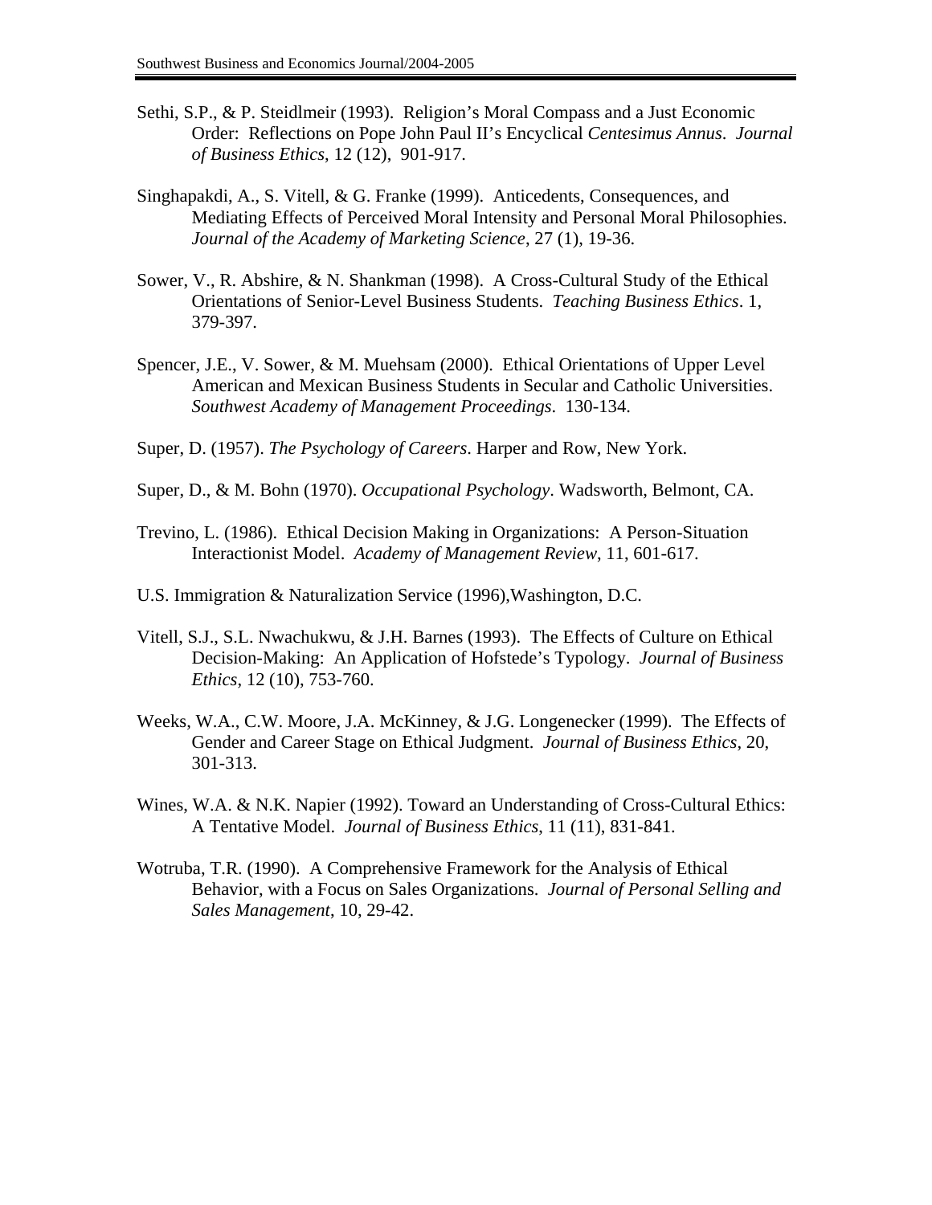Sethi, S.P., & P. Steidlmeir (1993). Religion's Moral Compass and a Just Economic Order: Reflections on Pope John Paul II's Encyclical *Centesimus Annus*. *Journal of Business Ethics*, 12 (12), 901-917.

Singhapakdi, A., S. Vitell, & G. Franke (1999). Anticedents, Consequences, and Mediating Effects of Perceived Moral Intensity and Personal Moral Philosophies. *Journal of the Academy of Marketing Science*, 27 (1), 19-36.

Sower, V., R. Abshire, & N. Shankman (1998). A Cross-Cultural Study of the Ethical Orientations of Senior-Level Business Students. *Teaching Business Ethics*. 1, 379-397.

Spencer, J.E., V. Sower, & M. Muehsam (2000). Ethical Orientations of Upper Level American and Mexican Business Students in Secular and Catholic Universities. *Southwest Academy of Management Proceedings*. 130-134.

Super, D. (1957). *The Psychology of Careers*. Harper and Row, New York.

Super, D., & M. Bohn (1970). *Occupational Psychology*. Wadsworth, Belmont, CA.

Trevino, L. (1986). Ethical Decision Making in Organizations: A Person-Situation Interactionist Model. *Academy of Management Review*, 11, 601-617.

U.S. Immigration & Naturalization Service (1996),Washington, D.C.

Vitell, S.J., S.L. Nwachukwu, & J.H. Barnes (1993). The Effects of Culture on Ethical Decision-Making: An Application of Hofstede's Typology. *Journal of Business Ethics*, 12 (10), 753-760.

Weeks, W.A., C.W. Moore, J.A. McKinney, & J.G. Longenecker (1999). The Effects of Gender and Career Stage on Ethical Judgment. *Journal of Business Ethics*, 20, 301-313.

Wines, W.A. & N.K. Napier (1992). Toward an Understanding of Cross-Cultural Ethics: A Tentative Model. *Journal of Business Ethics*, 11 (11), 831-841.

Wotruba, T.R. (1990). A Comprehensive Framework for the Analysis of Ethical Behavior, with a Focus on Sales Organizations. *Journal of Personal Selling and Sales Management*, 10, 29-42.